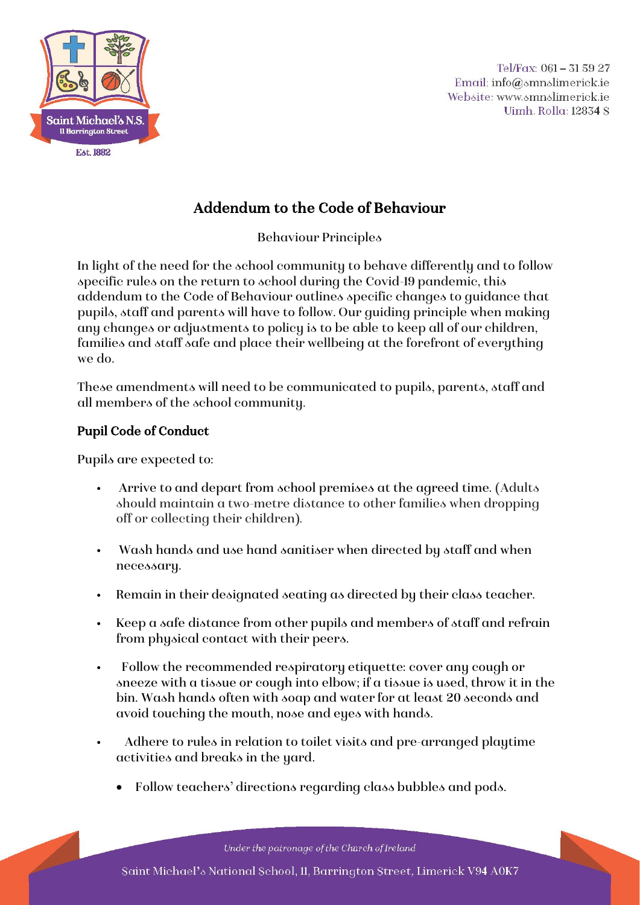Tel/Fax: 061 – 31 59 27
Email: info@smnslimerick.ie
Website: www.smnslimerick.ie
Uimh. Rolla: 12834 S

# Addendum to the Code of Behaviour

Behaviour Principles

In light of the need for the school community to behave differently and to follow specific rules on the return to school during the Covid-19 pandemic, this addendum to the Code of Behaviour outlines specific changes to guidance that pupils, staff and parents will have to follow. Our guiding principle when making any changes or adjustments to policy is to be able to keep all of our children, families and staff safe and place their wellbeing at the forefront of everything we do.

These amendments will need to be communicated to pupils, parents, staff and all members of the school community.

## Pupil Code of Conduct

Pupils are expected to:

- Arrive to and depart from school premises at the agreed time. (Adults should maintain a two-metre distance to other families when dropping off or collecting their children).
- Wash hands and use hand sanitiser when directed by staff and when necessary.
- Remain in their designated seating as directed by their class teacher.
- Keep a safe distance from other pupils and members of staff and refrain from physical contact with their peers.
- Follow the recommended respiratory etiquette: cover any cough or sneeze with a tissue or cough into elbow; if a tissue is used, throw it in the bin. Wash hands often with soap and water for at least 20 seconds and avoid touching the mouth, nose and eyes with hands.
- Adhere to rules in relation to toilet visits and pre-arranged playtime activities and breaks in the yard.
    - Follow teachers' directions regarding class bubbles and pods.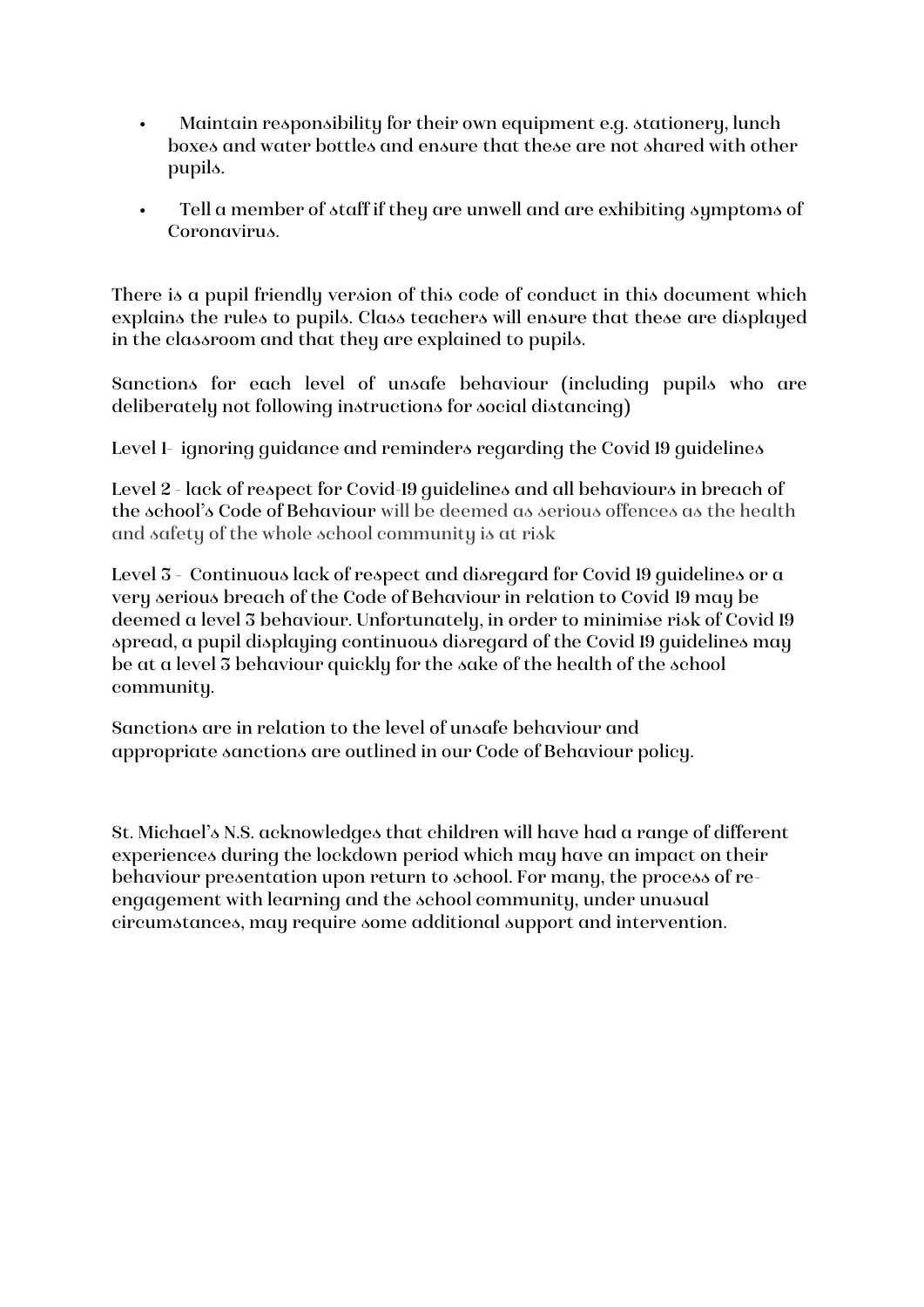- Maintain responsibility for their own equipment e.g. stationery, lunch boxes and water bottles and ensure that these are not shared with other pupils.

- Tell a member of staff if they are unwell and are exhibiting symptoms of Coronavirus.

There is a pupil friendly version of this code of conduct in this document which explains the rules to pupils. Class teachers will ensure that these are displayed in the classroom and that they are explained to pupils.

Sanctions for each level of unsafe behaviour (including pupils who are deliberately not following instructions for social distancing)

Level 1- ignoring guidance and reminders regarding the Covid 19 guidelines

Level 2 - lack of respect for Covid-19 guidelines and all behaviours in breach of the school's Code of Behaviour will be deemed as serious offences as the health and safety of the whole school community is at risk

Level 3 - Continuous lack of respect and disregard for Covid 19 guidelines or a very serious breach of the Code of Behaviour in relation to Covid 19 may be deemed a level 3 behaviour. Unfortunately, in order to minimise risk of Covid 19 spread, a pupil displaying continuous disregard of the Covid 19 guidelines may be at a level 3 behaviour quickly for the sake of the health of the school community.

Sanctions are in relation to the level of unsafe behaviour and appropriate sanctions are outlined in our Code of Behaviour policy.

St. Michael's N.S. acknowledges that children will have had a range of different experiences during the lockdown period which may have an impact on their behaviour presentation upon return to school. For many, the process of re-engagement with learning and the school community, under unusual circumstances, may require some additional support and intervention.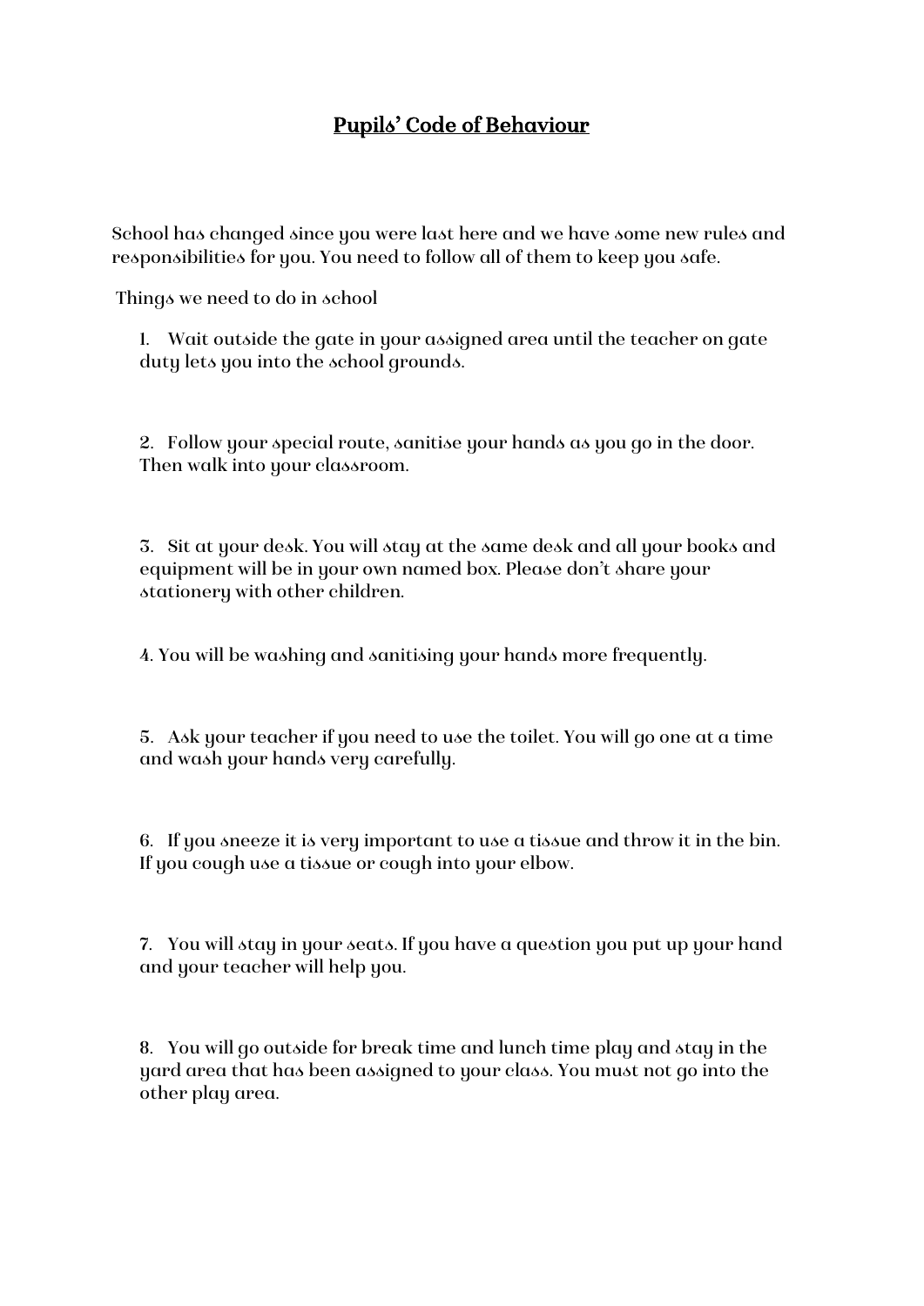# Pupils' Code of Behaviour

School has changed since you were last here and we have some new rules and responsibilities for you. You need to follow all of them to keep you safe.

Things we need to do in school

1. Wait outside the gate in your assigned area until the teacher on gate duty lets you into the school grounds.

2. Follow your special route, sanitise your hands as you go in the door. Then walk into your classroom.

3. Sit at your desk. You will stay at the same desk and all your books and equipment will be in your own named box. Please don't share your stationery with other children.

4. You will be washing and sanitising your hands more frequently.

5. Ask your teacher if you need to use the toilet. You will go one at a time and wash your hands very carefully.

6. If you sneeze it is very important to use a tissue and throw it in the bin. If you cough use a tissue or cough into your elbow.

7. You will stay in your seats. If you have a question you put up your hand and your teacher will help you.

8. You will go outside for break time and lunch time play and stay in the yard area that has been assigned to your class. You must not go into the other play area.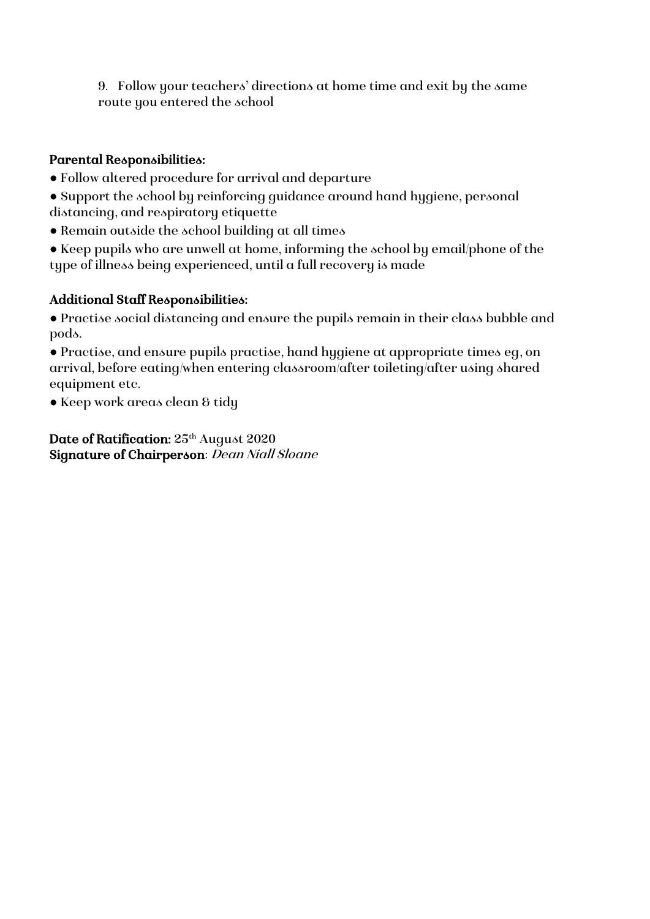9. Follow your teachers' directions at home time and exit by the same route you entered the school

**Parental Responsibilities:**

- Follow altered procedure for arrival and departure
- Support the school by reinforcing guidance around hand hygiene, personal distancing, and respiratory etiquette
- Remain outside the school building at all times
- Keep pupils who are unwell at home, informing the school by email/phone of the type of illness being experienced, until a full recovery is made

**Additional Staff Responsibilities:**

- Practise social distancing and ensure the pupils remain in their class bubble and pods.
- Practise, and ensure pupils practise, hand hygiene at appropriate times eg, on arrival, before eating/when entering classroom/after toileting/after using shared equipment etc.
- Keep work areas clean & tidy

**Date of Ratification:** 25th August 2020
**Signature of Chairperson**: *Dean Niall Sloane*